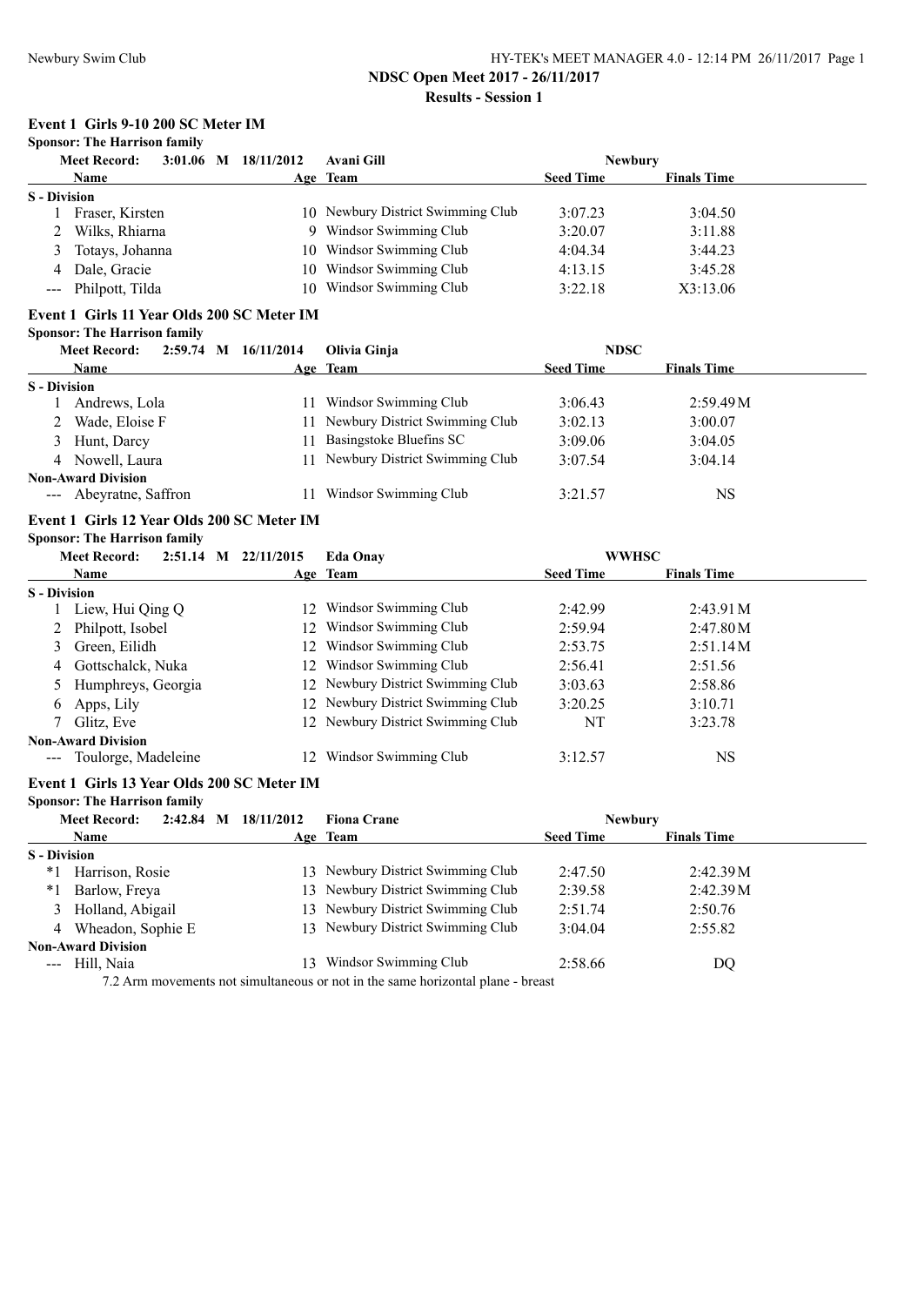NDSC Open Meet 2017 - 26/11/2017

Results - Session 1

## Event 1 Girls 9-10 200 SC Meter IM

**Sponsor: The Harrison family**

**Meet Record: 3:01.06 M 18/11/2012 Avani Gill Newbury**

| | Name | Age | Team | Seed Time | Finals Time |
|---|---|---|---|---|---|
| **S - Division** | | | | | |
| 1 | Fraser, Kirsten | 10 | Newbury District Swimming Club | 3:07.23 | 3:04.50 |
| 2 | Wilks, Rhiarna | 9 | Windsor Swimming Club | 3:20.07 | 3:11.88 |
| 3 | Totays, Johanna | 10 | Windsor Swimming Club | 4:04.34 | 3:44.23 |
| 4 | Dale, Gracie | 10 | Windsor Swimming Club | 4:13.15 | 3:45.28 |
| --- | Philpott, Tilda | 10 | Windsor Swimming Club | 3:22.18 | X3:13.06 |

## Event 1 Girls 11 Year Olds 200 SC Meter IM

**Sponsor: The Harrison family**

**Meet Record: 2:59.74 M 16/11/2014 Olivia Ginja NDSC**

| | Name | Age | Team | Seed Time | Finals Time |
|---|---|---|---|---|---|
| **S - Division** | | | | | |
| 1 | Andrews, Lola | 11 | Windsor Swimming Club | 3:06.43 | 2:59.49M |
| 2 | Wade, Eloise F | 11 | Newbury District Swimming Club | 3:02.13 | 3:00.07 |
| 3 | Hunt, Darcy | 11 | Basingstoke Bluefins SC | 3:09.06 | 3:04.05 |
| 4 | Nowell, Laura | 11 | Newbury District Swimming Club | 3:07.54 | 3:04.14 |
| **Non-Award Division** | | | | | |
| --- | Abeyratne, Saffron | 11 | Windsor Swimming Club | 3:21.57 | NS |

## Event 1 Girls 12 Year Olds 200 SC Meter IM

**Sponsor: The Harrison family**

**Meet Record: 2:51.14 M 22/11/2015 Eda Onay WWHSC**

| | Name | Age | Team | Seed Time | Finals Time |
|---|---|---|---|---|---|
| **S - Division** | | | | | |
| 1 | Liew, Hui Qing Q | 12 | Windsor Swimming Club | 2:42.99 | 2:43.91M |
| 2 | Philpott, Isobel | 12 | Windsor Swimming Club | 2:59.94 | 2:47.80M |
| 3 | Green, Eilidh | 12 | Windsor Swimming Club | 2:53.75 | 2:51.14M |
| 4 | Gottschalck, Nuka | 12 | Windsor Swimming Club | 2:56.41 | 2:51.56 |
| 5 | Humphreys, Georgia | 12 | Newbury District Swimming Club | 3:03.63 | 2:58.86 |
| 6 | Apps, Lily | 12 | Newbury District Swimming Club | 3:20.25 | 3:10.71 |
| 7 | Glitz, Eve | 12 | Newbury District Swimming Club | NT | 3:23.78 |
| **Non-Award Division** | | | | | |
| --- | Toulorge, Madeleine | 12 | Windsor Swimming Club | 3:12.57 | NS |

## Event 1 Girls 13 Year Olds 200 SC Meter IM

**Sponsor: The Harrison family**

**Meet Record: 2:42.84 M 18/11/2012 Fiona Crane Newbury**

| | Name | Age | Team | Seed Time | Finals Time |
|---|---|---|---|---|---|
| **S - Division** | | | | | |
| *1 | Harrison, Rosie | 13 | Newbury District Swimming Club | 2:47.50 | 2:42.39M |
| *1 | Barlow, Freya | 13 | Newbury District Swimming Club | 2:39.58 | 2:42.39M |
| 3 | Holland, Abigail | 13 | Newbury District Swimming Club | 2:51.74 | 2:50.76 |
| 4 | Wheadon, Sophie E | 13 | Newbury District Swimming Club | 3:04.04 | 2:55.82 |
| **Non-Award Division** | | | | | |
| --- | Hill, Naia | 13 | Windsor Swimming Club | 2:58.66 | DQ |

7.2 Arm movements not simultaneous or not in the same horizontal plane - breast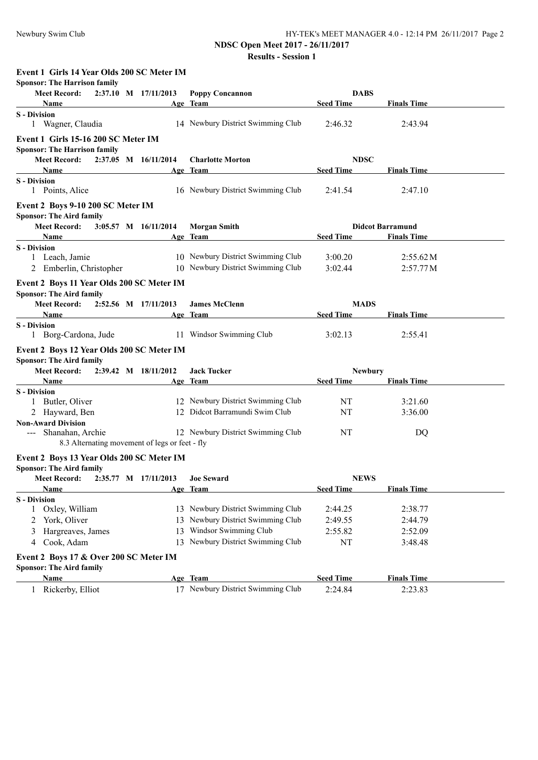# NDSC Open Meet 2017 - 26/11/2017

## Results - Session 1

### Event 1 Girls 14 Year Olds 200 SC Meter IM

**Sponsor: The Harrison family**

**Meet Record:** 2:37.10 M 17/11/2013 **Poppy Concannon** **DABS**

| | Name | Age | Team | Seed Time | Finals Time |
|---|---|---|---|---|---|
| **S - Division** | | | | | |
| 1 | Wagner, Claudia | 14 | Newbury District Swimming Club | 2:46.32 | 2:43.94 |

### Event 1 Girls 15-16 200 SC Meter IM

**Sponsor: The Harrison family**

**Meet Record:** 2:37.05 M 16/11/2014 **Charlotte Morton** **NDSC**

| | Name | Age | Team | Seed Time | Finals Time |
|---|---|---|---|---|---|
| **S - Division** | | | | | |
| 1 | Points, Alice | 16 | Newbury District Swimming Club | 2:41.54 | 2:47.10 |

### Event 2 Boys 9-10 200 SC Meter IM

**Sponsor: The Aird family**

**Meet Record:** 3:05.57 M 16/11/2014 **Morgan Smith** **Didcot Barramund**

| | Name | Age | Team | Seed Time | Finals Time |
|---|---|---|---|---|---|
| **S - Division** | | | | | |
| 1 | Leach, Jamie | 10 | Newbury District Swimming Club | 3:00.20 | 2:55.62M |
| 2 | Emberlin, Christopher | 10 | Newbury District Swimming Club | 3:02.44 | 2:57.77M |

### Event 2 Boys 11 Year Olds 200 SC Meter IM

**Sponsor: The Aird family**

**Meet Record:** 2:52.56 M 17/11/2013 **James McClenn** **MADS**

| | Name | Age | Team | Seed Time | Finals Time |
|---|---|---|---|---|---|
| **S - Division** | | | | | |
| 1 | Borg-Cardona, Jude | 11 | Windsor Swimming Club | 3:02.13 | 2:55.41 |

### Event 2 Boys 12 Year Olds 200 SC Meter IM

**Sponsor: The Aird family**

**Meet Record:** 2:39.42 M 18/11/2012 **Jack Tucker** **Newbury**

| | Name | Age | Team | Seed Time | Finals Time |
|---|---|---|---|---|---|
| **S - Division** | | | | | |
| 1 | Butler, Oliver | 12 | Newbury District Swimming Club | NT | 3:21.60 |
| 2 | Hayward, Ben | 12 | Didcot Barramundi Swim Club | NT | 3:36.00 |
| **Non-Award Division** | | | | | |
| --- | Shanahan, Archie | 12 | Newbury District Swimming Club | NT | DQ |
| | 8.3 Alternating movement of legs or feet - fly | | | | |

### Event 2 Boys 13 Year Olds 200 SC Meter IM

**Sponsor: The Aird family**

**Meet Record:** 2:35.77 M 17/11/2013 **Joe Seward** **NEWS**

| | Name | Age | Team | Seed Time | Finals Time |
|---|---|---|---|---|---|
| **S - Division** | | | | | |
| 1 | Oxley, William | 13 | Newbury District Swimming Club | 2:44.25 | 2:38.77 |
| 2 | York, Oliver | 13 | Newbury District Swimming Club | 2:49.55 | 2:44.79 |
| 3 | Hargreaves, James | 13 | Windsor Swimming Club | 2:55.82 | 2:52.09 |
| 4 | Cook, Adam | 13 | Newbury District Swimming Club | NT | 3:48.48 |

### Event 2 Boys 17 & Over 200 SC Meter IM

**Sponsor: The Aird family**

| | Name | Age | Team | Seed Time | Finals Time |
|---|---|---|---|---|---|
| 1 | Rickerby, Elliot | 17 | Newbury District Swimming Club | 2:24.84 | 2:23.83 |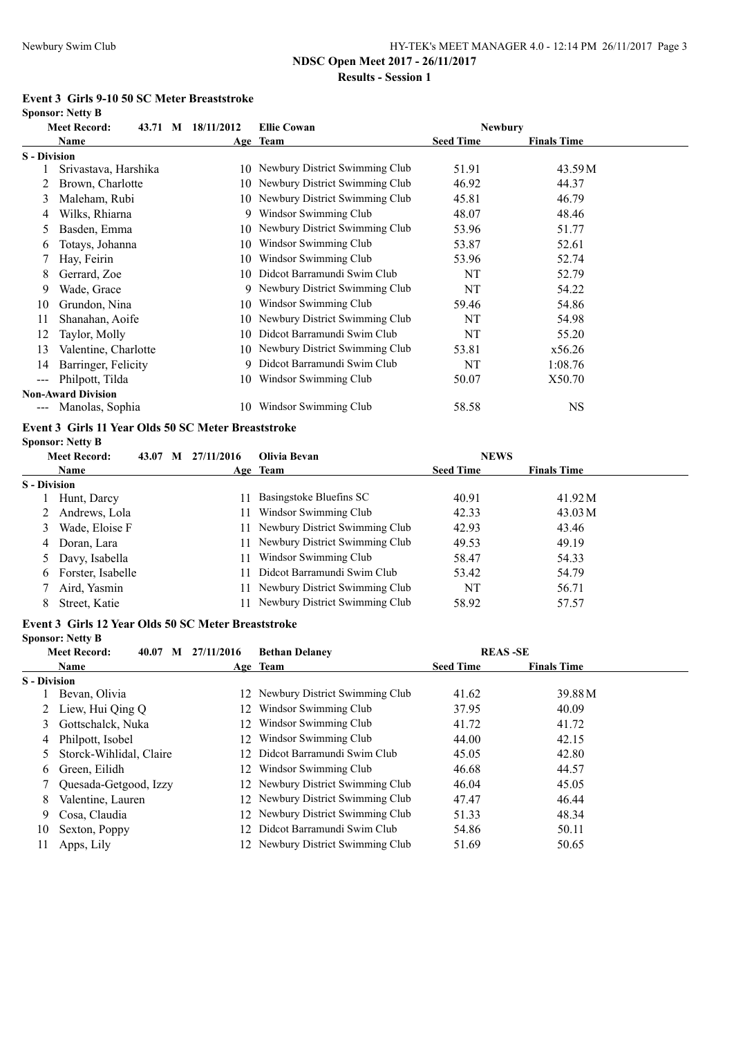**NDSC Open Meet 2017 - 26/11/2017**

**Results - Session 1**

### Event 3 Girls 9-10 50 SC Meter Breaststroke

**Sponsor: Netty B**

| | Name | Age | Team | Seed Time | Finals Time |
|---|---|---|---|---|---|
| **Meet Record:** | 43.71 M 18/11/2012 | | Ellie Cowan | Newbury | |
| **S - Division** | | | | | |
| 1 | Srivastava, Harshika | 10 | Newbury District Swimming Club | 51.91 | 43.59M |
| 2 | Brown, Charlotte | 10 | Newbury District Swimming Club | 46.92 | 44.37 |
| 3 | Maleham, Rubi | 10 | Newbury District Swimming Club | 45.81 | 46.79 |
| 4 | Wilks, Rhiarna | 9 | Windsor Swimming Club | 48.07 | 48.46 |
| 5 | Basden, Emma | 10 | Newbury District Swimming Club | 53.96 | 51.77 |
| 6 | Totays, Johanna | 10 | Windsor Swimming Club | 53.87 | 52.61 |
| 7 | Hay, Feirin | 10 | Windsor Swimming Club | 53.96 | 52.74 |
| 8 | Gerrard, Zoe | 10 | Didcot Barramundi Swim Club | NT | 52.79 |
| 9 | Wade, Grace | 9 | Newbury District Swimming Club | NT | 54.22 |
| 10 | Grundon, Nina | 10 | Windsor Swimming Club | 59.46 | 54.86 |
| 11 | Shanahan, Aoife | 10 | Newbury District Swimming Club | NT | 54.98 |
| 12 | Taylor, Molly | 10 | Didcot Barramundi Swim Club | NT | 55.20 |
| 13 | Valentine, Charlotte | 10 | Newbury District Swimming Club | 53.81 | x56.26 |
| 14 | Barringer, Felicity | 9 | Didcot Barramundi Swim Club | NT | 1:08.76 |
| --- | Philpott, Tilda | 10 | Windsor Swimming Club | 50.07 | X50.70 |
| **Non-Award Division** | | | | | |
| --- | Manolas, Sophia | 10 | Windsor Swimming Club | 58.58 | NS |

### Event 3 Girls 11 Year Olds 50 SC Meter Breaststroke

**Sponsor: Netty B**

| | Name | Age | Team | Seed Time | Finals Time |
|---|---|---|---|---|---|
| **Meet Record:** | 43.07 M 27/11/2016 | | Olivia Bevan | NEWS | |
| **S - Division** | | | | | |
| 1 | Hunt, Darcy | 11 | Basingstoke Bluefins SC | 40.91 | 41.92M |
| 2 | Andrews, Lola | 11 | Windsor Swimming Club | 42.33 | 43.03M |
| 3 | Wade, Eloise F | 11 | Newbury District Swimming Club | 42.93 | 43.46 |
| 4 | Doran, Lara | 11 | Newbury District Swimming Club | 49.53 | 49.19 |
| 5 | Davy, Isabella | 11 | Windsor Swimming Club | 58.47 | 54.33 |
| 6 | Forster, Isabelle | 11 | Didcot Barramundi Swim Club | 53.42 | 54.79 |
| 7 | Aird, Yasmin | 11 | Newbury District Swimming Club | NT | 56.71 |
| 8 | Street, Katie | 11 | Newbury District Swimming Club | 58.92 | 57.57 |

### Event 3 Girls 12 Year Olds 50 SC Meter Breaststroke

**Sponsor: Netty B**

| | Name | Age | Team | Seed Time | Finals Time |
|---|---|---|---|---|---|
| **Meet Record:** | 40.07 M 27/11/2016 | | Bethan Delaney | REAS -SE | |
| **S - Division** | | | | | |
| 1 | Bevan, Olivia | 12 | Newbury District Swimming Club | 41.62 | 39.88M |
| 2 | Liew, Hui Qing Q | 12 | Windsor Swimming Club | 37.95 | 40.09 |
| 3 | Gottschalck, Nuka | 12 | Windsor Swimming Club | 41.72 | 41.72 |
| 4 | Philpott, Isobel | 12 | Windsor Swimming Club | 44.00 | 42.15 |
| 5 | Storck-Wihlidal, Claire | 12 | Didcot Barramundi Swim Club | 45.05 | 42.80 |
| 6 | Green, Eilidh | 12 | Windsor Swimming Club | 46.68 | 44.57 |
| 7 | Quesada-Getgood, Izzy | 12 | Newbury District Swimming Club | 46.04 | 45.05 |
| 8 | Valentine, Lauren | 12 | Newbury District Swimming Club | 47.47 | 46.44 |
| 9 | Cosa, Claudia | 12 | Newbury District Swimming Club | 51.33 | 48.34 |
| 10 | Sexton, Poppy | 12 | Didcot Barramundi Swim Club | 54.86 | 50.11 |
| 11 | Apps, Lily | 12 | Newbury District Swimming Club | 51.69 | 50.65 |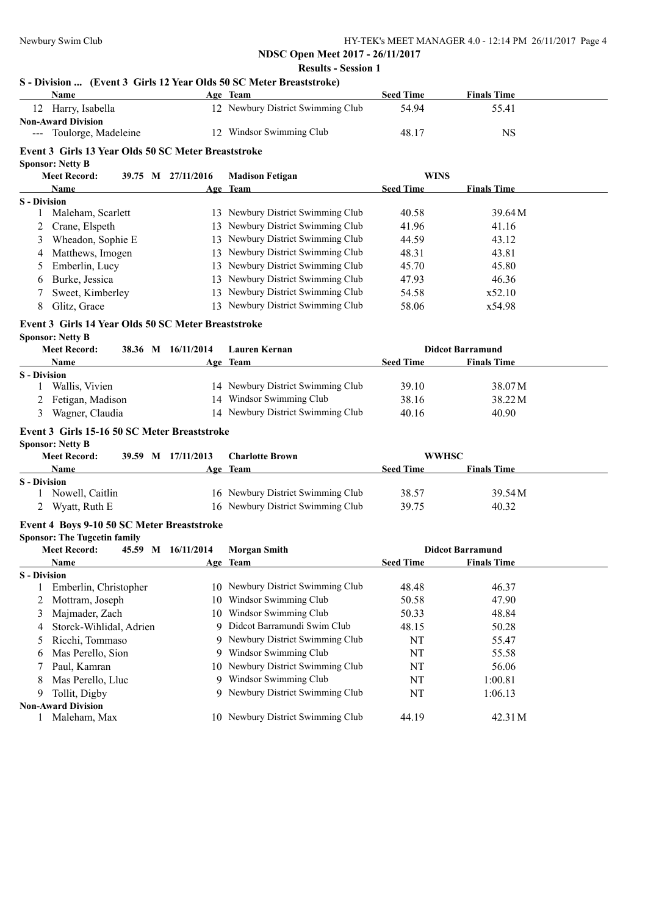**NDSC Open Meet 2017 - 26/11/2017**

**Results - Session 1**

### S - Division ... (Event 3 Girls 12 Year Olds 50 SC Meter Breaststroke)

| | Name | Age | Team | Seed Time | Finals Time |
|---|---|---|---|---|---|
| 12 | Harry, Isabella | 12 | Newbury District Swimming Club | 54.94 | 55.41 |
| **Non-Award Division** | | | | | |
| --- | Toulorge, Madeleine | 12 | Windsor Swimming Club | 48.17 | NS |

### Event 3 Girls 13 Year Olds 50 SC Meter Breaststroke

**Sponsor: Netty B**

**Meet Record:** 39.75 M 27/11/2016 **Madison Fetigan** **WINS**

| | Name | Age | Team | Seed Time | Finals Time |
|---|---|---|---|---|---|
| **S - Division** | | | | | |
| 1 | Maleham, Scarlett | 13 | Newbury District Swimming Club | 40.58 | 39.64M |
| 2 | Crane, Elspeth | 13 | Newbury District Swimming Club | 41.96 | 41.16 |
| 3 | Wheadon, Sophie E | 13 | Newbury District Swimming Club | 44.59 | 43.12 |
| 4 | Matthews, Imogen | 13 | Newbury District Swimming Club | 48.31 | 43.81 |
| 5 | Emberlin, Lucy | 13 | Newbury District Swimming Club | 45.70 | 45.80 |
| 6 | Burke, Jessica | 13 | Newbury District Swimming Club | 47.93 | 46.36 |
| 7 | Sweet, Kimberley | 13 | Newbury District Swimming Club | 54.58 | x52.10 |
| 8 | Glitz, Grace | 13 | Newbury District Swimming Club | 58.06 | x54.98 |

### Event 3 Girls 14 Year Olds 50 SC Meter Breaststroke

**Sponsor: Netty B**

**Meet Record:** 38.36 M 16/11/2014 **Lauren Kernan** **Didcot Barramund**

| | Name | Age | Team | Seed Time | Finals Time |
|---|---|---|---|---|---|
| **S - Division** | | | | | |
| 1 | Wallis, Vivien | 14 | Newbury District Swimming Club | 39.10 | 38.07M |
| 2 | Fetigan, Madison | 14 | Windsor Swimming Club | 38.16 | 38.22M |
| 3 | Wagner, Claudia | 14 | Newbury District Swimming Club | 40.16 | 40.90 |

### Event 3 Girls 15-16 50 SC Meter Breaststroke

**Sponsor: Netty B**

**Meet Record:** 39.59 M 17/11/2013 **Charlotte Brown** **WWHSC**

| | Name | Age | Team | Seed Time | Finals Time |
|---|---|---|---|---|---|
| **S - Division** | | | | | |
| 1 | Nowell, Caitlin | 16 | Newbury District Swimming Club | 38.57 | 39.54M |
| 2 | Wyatt, Ruth E | 16 | Newbury District Swimming Club | 39.75 | 40.32 |

### Event 4 Boys 9-10 50 SC Meter Breaststroke

**Sponsor: The Tugcetin family**

**Meet Record:** 45.59 M 16/11/2014 **Morgan Smith** **Didcot Barramund**

| | Name | Age | Team | Seed Time | Finals Time |
|---|---|---|---|---|---|
| **S - Division** | | | | | |
| 1 | Emberlin, Christopher | 10 | Newbury District Swimming Club | 48.48 | 46.37 |
| 2 | Mottram, Joseph | 10 | Windsor Swimming Club | 50.58 | 47.90 |
| 3 | Majmader, Zach | 10 | Windsor Swimming Club | 50.33 | 48.84 |
| 4 | Storck-Wihlidal, Adrien | 9 | Didcot Barramundi Swim Club | 48.15 | 50.28 |
| 5 | Ricchi, Tommaso | 9 | Newbury District Swimming Club | NT | 55.47 |
| 6 | Mas Perello, Sion | 9 | Windsor Swimming Club | NT | 55.58 |
| 7 | Paul, Kamran | 10 | Newbury District Swimming Club | NT | 56.06 |
| 8 | Mas Perello, Lluc | 9 | Windsor Swimming Club | NT | 1:00.81 |
| 9 | Tollit, Digby | 9 | Newbury District Swimming Club | NT | 1:06.13 |
| **Non-Award Division** | | | | | |
| 1 | Maleham, Max | 10 | Newbury District Swimming Club | 44.19 | 42.31M |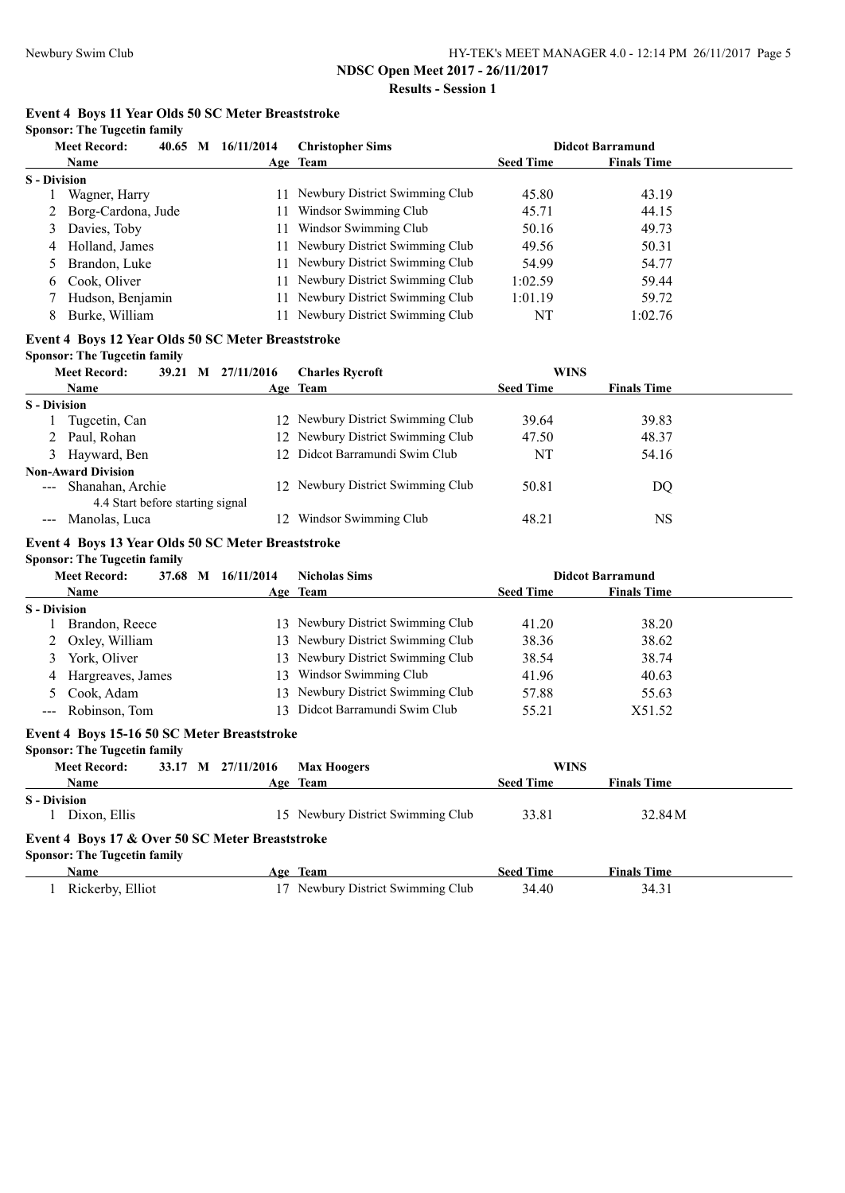# NDSC Open Meet 2017 - 26/11/2017

## Results - Session 1

### Event 4 Boys 11 Year Olds 50 SC Meter Breaststroke

**Sponsor: The Tugcetin family**

**Meet Record:** 40.65 M 16/11/2014 Christopher Sims — Didcot Barramund

| | Name | Age | Team | Seed Time | Finals Time |
|---|---|---|---|---|---|
| **S - Division** | | | | | |
| 1 | Wagner, Harry | 11 | Newbury District Swimming Club | 45.80 | 43.19 |
| 2 | Borg-Cardona, Jude | 11 | Windsor Swimming Club | 45.71 | 44.15 |
| 3 | Davies, Toby | 11 | Windsor Swimming Club | 50.16 | 49.73 |
| 4 | Holland, James | 11 | Newbury District Swimming Club | 49.56 | 50.31 |
| 5 | Brandon, Luke | 11 | Newbury District Swimming Club | 54.99 | 54.77 |
| 6 | Cook, Oliver | 11 | Newbury District Swimming Club | 1:02.59 | 59.44 |
| 7 | Hudson, Benjamin | 11 | Newbury District Swimming Club | 1:01.19 | 59.72 |
| 8 | Burke, William | 11 | Newbury District Swimming Club | NT | 1:02.76 |

### Event 4 Boys 12 Year Olds 50 SC Meter Breaststroke

**Sponsor: The Tugcetin family**

**Meet Record:** 39.21 M 27/11/2016 Charles Rycroft — WINS

| | Name | Age | Team | Seed Time | Finals Time |
|---|---|---|---|---|---|
| **S - Division** | | | | | |
| 1 | Tugcetin, Can | 12 | Newbury District Swimming Club | 39.64 | 39.83 |
| 2 | Paul, Rohan | 12 | Newbury District Swimming Club | 47.50 | 48.37 |
| 3 | Hayward, Ben | 12 | Didcot Barramundi Swim Club | NT | 54.16 |
| **Non-Award Division** | | | | | |
| --- | Shanahan, Archie<br>4.4 Start before starting signal | 12 | Newbury District Swimming Club | 50.81 | DQ |
| --- | Manolas, Luca | 12 | Windsor Swimming Club | 48.21 | NS |

### Event 4 Boys 13 Year Olds 50 SC Meter Breaststroke

**Sponsor: The Tugcetin family**

**Meet Record:** 37.68 M 16/11/2014 Nicholas Sims — Didcot Barramund

| | Name | Age | Team | Seed Time | Finals Time |
|---|---|---|---|---|---|
| **S - Division** | | | | | |
| 1 | Brandon, Reece | 13 | Newbury District Swimming Club | 41.20 | 38.20 |
| 2 | Oxley, William | 13 | Newbury District Swimming Club | 38.36 | 38.62 |
| 3 | York, Oliver | 13 | Newbury District Swimming Club | 38.54 | 38.74 |
| 4 | Hargreaves, James | 13 | Windsor Swimming Club | 41.96 | 40.63 |
| 5 | Cook, Adam | 13 | Newbury District Swimming Club | 57.88 | 55.63 |
| --- | Robinson, Tom | 13 | Didcot Barramundi Swim Club | 55.21 | X51.52 |

### Event 4 Boys 15-16 50 SC Meter Breaststroke

**Sponsor: The Tugcetin family**

**Meet Record:** 33.17 M 27/11/2016 Max Hoogers — WINS

| | Name | Age | Team | Seed Time | Finals Time |
|---|---|---|---|---|---|
| **S - Division** | | | | | |
| 1 | Dixon, Ellis | 15 | Newbury District Swimming Club | 33.81 | 32.84M |

### Event 4 Boys 17 & Over 50 SC Meter Breaststroke

**Sponsor: The Tugcetin family**

| | Name | Age | Team | Seed Time | Finals Time |
|---|---|---|---|---|---|
| 1 | Rickerby, Elliot | 17 | Newbury District Swimming Club | 34.40 | 34.31 |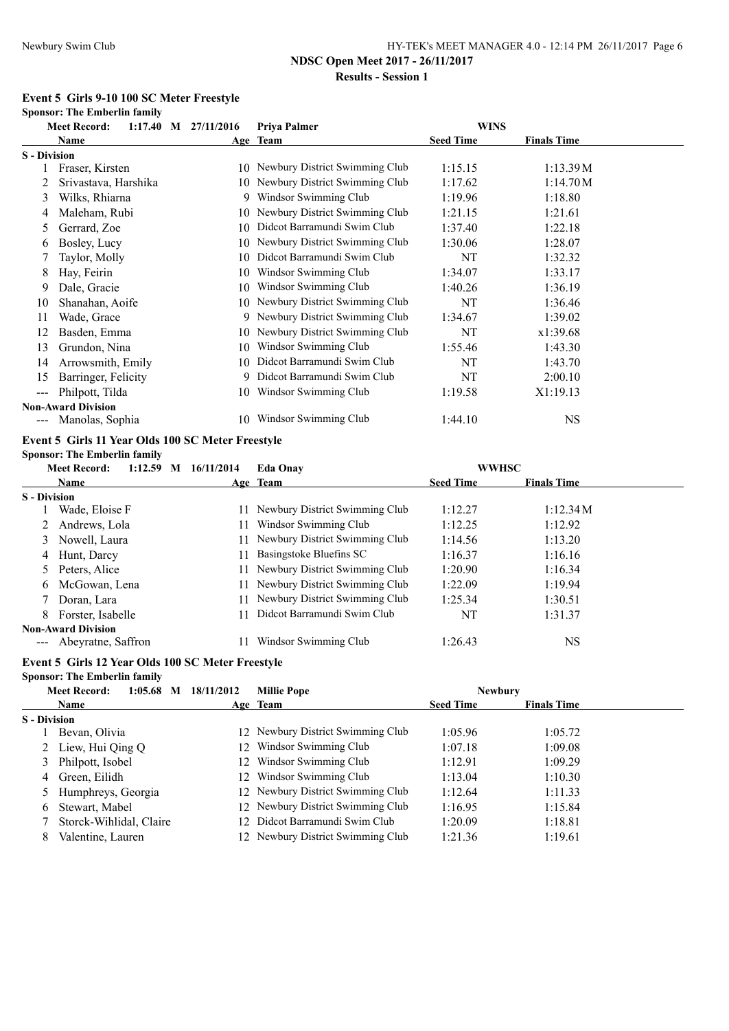## NDSC Open Meet 2017 - 26/11/2017

### Results - Session 1

### Event 5 Girls 9-10 100 SC Meter Freestyle

**Sponsor: The Emberlin family**

| | Name | Age | Team | Seed Time | Finals Time |
|---|---|---|---|---|---|
| **Meet Record:** | 1:17.40 M 27/11/2016 | | Priya Palmer | WINS | |
| **S - Division** | | | | | |
| 1 | Fraser, Kirsten | 10 | Newbury District Swimming Club | 1:15.15 | 1:13.39M |
| 2 | Srivastava, Harshika | 10 | Newbury District Swimming Club | 1:17.62 | 1:14.70M |
| 3 | Wilks, Rhiarna | 9 | Windsor Swimming Club | 1:19.96 | 1:18.80 |
| 4 | Maleham, Rubi | 10 | Newbury District Swimming Club | 1:21.15 | 1:21.61 |
| 5 | Gerrard, Zoe | 10 | Didcot Barramundi Swim Club | 1:37.40 | 1:22.18 |
| 6 | Bosley, Lucy | 10 | Newbury District Swimming Club | 1:30.06 | 1:28.07 |
| 7 | Taylor, Molly | 10 | Didcot Barramundi Swim Club | NT | 1:32.32 |
| 8 | Hay, Feirin | 10 | Windsor Swimming Club | 1:34.07 | 1:33.17 |
| 9 | Dale, Gracie | 10 | Windsor Swimming Club | 1:40.26 | 1:36.19 |
| 10 | Shanahan, Aoife | 10 | Newbury District Swimming Club | NT | 1:36.46 |
| 11 | Wade, Grace | 9 | Newbury District Swimming Club | 1:34.67 | 1:39.02 |
| 12 | Basden, Emma | 10 | Newbury District Swimming Club | NT | x1:39.68 |
| 13 | Grundon, Nina | 10 | Windsor Swimming Club | 1:55.46 | 1:43.30 |
| 14 | Arrowsmith, Emily | 10 | Didcot Barramundi Swim Club | NT | 1:43.70 |
| 15 | Barringer, Felicity | 9 | Didcot Barramundi Swim Club | NT | 2:00.10 |
| --- | Philpott, Tilda | 10 | Windsor Swimming Club | 1:19.58 | X1:19.13 |
| **Non-Award Division** | | | | | |
| --- | Manolas, Sophia | 10 | Windsor Swimming Club | 1:44.10 | NS |

### Event 5 Girls 11 Year Olds 100 SC Meter Freestyle

**Sponsor: The Emberlin family**

| | Name | Age | Team | Seed Time | Finals Time |
|---|---|---|---|---|---|
| **Meet Record:** | 1:12.59 M 16/11/2014 | | Eda Onay | WWHSC | |
| **S - Division** | | | | | |
| 1 | Wade, Eloise F | 11 | Newbury District Swimming Club | 1:12.27 | 1:12.34M |
| 2 | Andrews, Lola | 11 | Windsor Swimming Club | 1:12.25 | 1:12.92 |
| 3 | Nowell, Laura | 11 | Newbury District Swimming Club | 1:14.56 | 1:13.20 |
| 4 | Hunt, Darcy | 11 | Basingstoke Bluefins SC | 1:16.37 | 1:16.16 |
| 5 | Peters, Alice | 11 | Newbury District Swimming Club | 1:20.90 | 1:16.34 |
| 6 | McGowan, Lena | 11 | Newbury District Swimming Club | 1:22.09 | 1:19.94 |
| 7 | Doran, Lara | 11 | Newbury District Swimming Club | 1:25.34 | 1:30.51 |
| 8 | Forster, Isabelle | 11 | Didcot Barramundi Swim Club | NT | 1:31.37 |
| **Non-Award Division** | | | | | |
| --- | Abeyratne, Saffron | 11 | Windsor Swimming Club | 1:26.43 | NS |

### Event 5 Girls 12 Year Olds 100 SC Meter Freestyle

**Sponsor: The Emberlin family**

| | Name | Age | Team | Seed Time | Finals Time |
|---|---|---|---|---|---|
| **Meet Record:** | 1:05.68 M 18/11/2012 | | Millie Pope | Newbury | |
| **S - Division** | | | | | |
| 1 | Bevan, Olivia | 12 | Newbury District Swimming Club | 1:05.96 | 1:05.72 |
| 2 | Liew, Hui Qing Q | 12 | Windsor Swimming Club | 1:07.18 | 1:09.08 |
| 3 | Philpott, Isobel | 12 | Windsor Swimming Club | 1:12.91 | 1:09.29 |
| 4 | Green, Eilidh | 12 | Windsor Swimming Club | 1:13.04 | 1:10.30 |
| 5 | Humphreys, Georgia | 12 | Newbury District Swimming Club | 1:12.64 | 1:11.33 |
| 6 | Stewart, Mabel | 12 | Newbury District Swimming Club | 1:16.95 | 1:15.84 |
| 7 | Storck-Wihlidal, Claire | 12 | Didcot Barramundi Swim Club | 1:20.09 | 1:18.81 |
| 8 | Valentine, Lauren | 12 | Newbury District Swimming Club | 1:21.36 | 1:19.61 |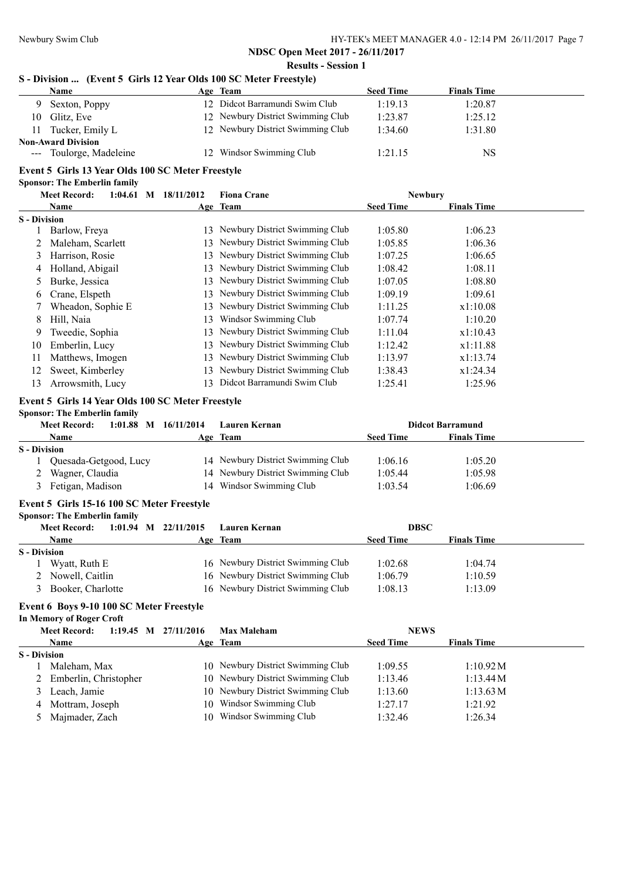**NDSC Open Meet 2017 - 26/11/2017**

**Results - Session 1**

### S - Division ... (Event 5 Girls 12 Year Olds 100 SC Meter Freestyle)

| | Name | Age | Team | Seed Time | Finals Time |
|---|---|---|---|---|---|
| 9 | Sexton, Poppy | 12 | Didcot Barramundi Swim Club | 1:19.13 | 1:20.87 |
| 10 | Glitz, Eve | 12 | Newbury District Swimming Club | 1:23.87 | 1:25.12 |
| 11 | Tucker, Emily L | 12 | Newbury District Swimming Club | 1:34.60 | 1:31.80 |
| **Non-Award Division** | | | | | |
| --- | Toulorge, Madeleine | 12 | Windsor Swimming Club | 1:21.15 | NS |

### Event 5 Girls 13 Year Olds 100 SC Meter Freestyle

**Sponsor: The Emberlin family**

**Meet Record:** 1:04.61 M 18/11/2012 Fiona Crane — Newbury

| | Name | Age | Team | Seed Time | Finals Time |
|---|---|---|---|---|---|
| **S - Division** | | | | | |
| 1 | Barlow, Freya | 13 | Newbury District Swimming Club | 1:05.80 | 1:06.23 |
| 2 | Maleham, Scarlett | 13 | Newbury District Swimming Club | 1:05.85 | 1:06.36 |
| 3 | Harrison, Rosie | 13 | Newbury District Swimming Club | 1:07.25 | 1:06.65 |
| 4 | Holland, Abigail | 13 | Newbury District Swimming Club | 1:08.42 | 1:08.11 |
| 5 | Burke, Jessica | 13 | Newbury District Swimming Club | 1:07.05 | 1:08.80 |
| 6 | Crane, Elspeth | 13 | Newbury District Swimming Club | 1:09.19 | 1:09.61 |
| 7 | Wheadon, Sophie E | 13 | Newbury District Swimming Club | 1:11.25 | x1:10.08 |
| 8 | Hill, Naia | 13 | Windsor Swimming Club | 1:07.74 | 1:10.20 |
| 9 | Tweedie, Sophia | 13 | Newbury District Swimming Club | 1:11.04 | x1:10.43 |
| 10 | Emberlin, Lucy | 13 | Newbury District Swimming Club | 1:12.42 | x1:11.88 |
| 11 | Matthews, Imogen | 13 | Newbury District Swimming Club | 1:13.97 | x1:13.74 |
| 12 | Sweet, Kimberley | 13 | Newbury District Swimming Club | 1:38.43 | x1:24.34 |
| 13 | Arrowsmith, Lucy | 13 | Didcot Barramundi Swim Club | 1:25.41 | 1:25.96 |

### Event 5 Girls 14 Year Olds 100 SC Meter Freestyle

**Sponsor: The Emberlin family**

**Meet Record:** 1:01.88 M 16/11/2014 Lauren Kernan — Didcot Barramund

| | Name | Age | Team | Seed Time | Finals Time |
|---|---|---|---|---|---|
| **S - Division** | | | | | |
| 1 | Quesada-Getgood, Lucy | 14 | Newbury District Swimming Club | 1:06.16 | 1:05.20 |
| 2 | Wagner, Claudia | 14 | Newbury District Swimming Club | 1:05.44 | 1:05.98 |
| 3 | Fetigan, Madison | 14 | Windsor Swimming Club | 1:03.54 | 1:06.69 |

### Event 5 Girls 15-16 100 SC Meter Freestyle

**Sponsor: The Emberlin family**

**Meet Record:** 1:01.94 M 22/11/2015 Lauren Kernan — DBSC

| | Name | Age | Team | Seed Time | Finals Time |
|---|---|---|---|---|---|
| **S - Division** | | | | | |
| 1 | Wyatt, Ruth E | 16 | Newbury District Swimming Club | 1:02.68 | 1:04.74 |
| 2 | Nowell, Caitlin | 16 | Newbury District Swimming Club | 1:06.79 | 1:10.59 |
| 3 | Booker, Charlotte | 16 | Newbury District Swimming Club | 1:08.13 | 1:13.09 |

### Event 6 Boys 9-10 100 SC Meter Freestyle

**In Memory of Roger Croft**

**Meet Record:** 1:19.45 M 27/11/2016 Max Maleham — NEWS

| | Name | Age | Team | Seed Time | Finals Time |
|---|---|---|---|---|---|
| **S - Division** | | | | | |
| 1 | Maleham, Max | 10 | Newbury District Swimming Club | 1:09.55 | 1:10.92M |
| 2 | Emberlin, Christopher | 10 | Newbury District Swimming Club | 1:13.46 | 1:13.44M |
| 3 | Leach, Jamie | 10 | Newbury District Swimming Club | 1:13.60 | 1:13.63M |
| 4 | Mottram, Joseph | 10 | Windsor Swimming Club | 1:27.17 | 1:21.92 |
| 5 | Majmader, Zach | 10 | Windsor Swimming Club | 1:32.46 | 1:26.34 |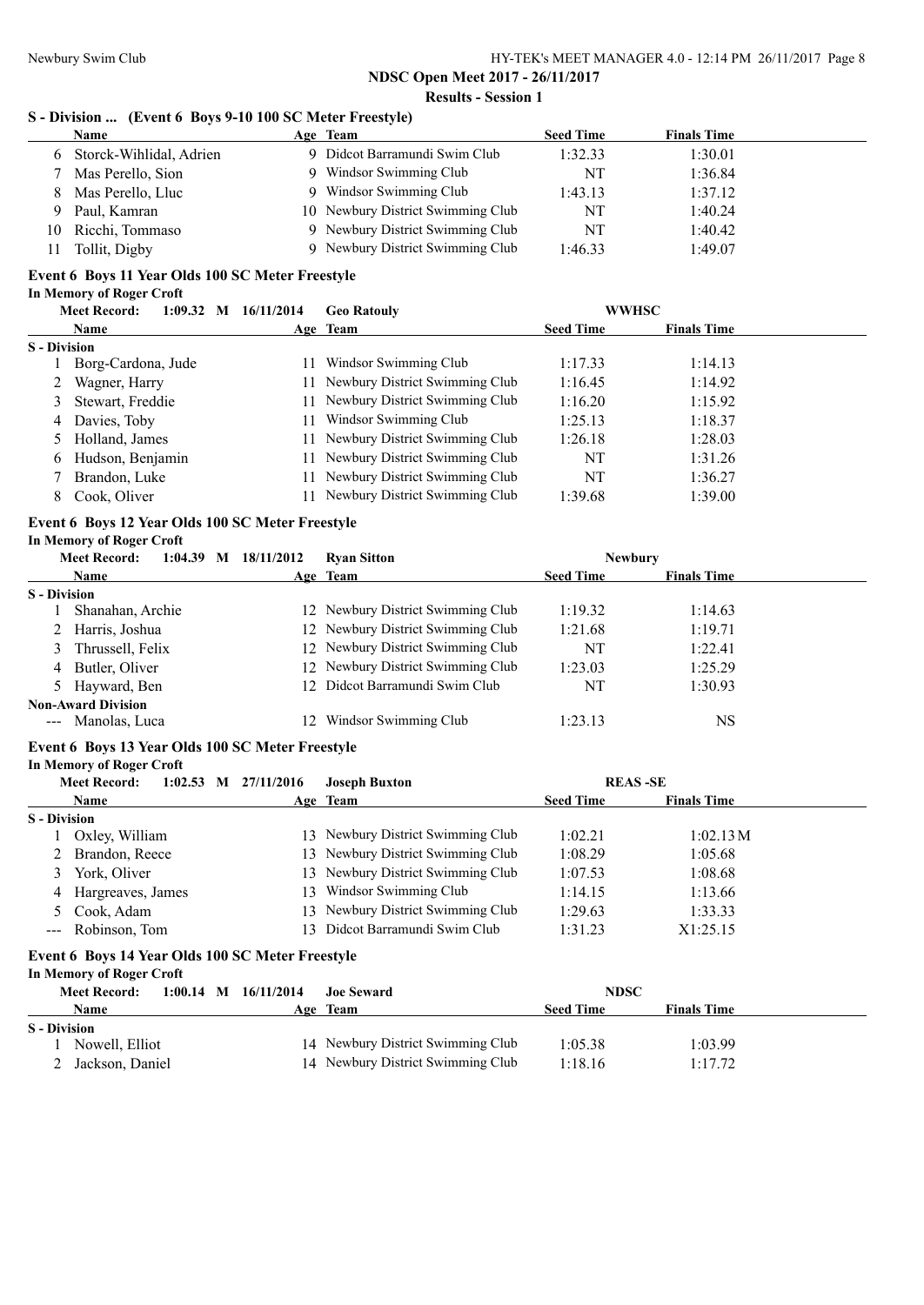## NDSC Open Meet 2017 - 26/11/2017

### Results - Session 1

### S - Division ... (Event 6 Boys 9-10 100 SC Meter Freestyle)

| | Name | Age | Team | Seed Time | Finals Time |
|---|---|---|---|---|---|
| 6 | Storck-Wihlidal, Adrien | 9 | Didcot Barramundi Swim Club | 1:32.33 | 1:30.01 |
| 7 | Mas Perello, Sion | 9 | Windsor Swimming Club | NT | 1:36.84 |
| 8 | Mas Perello, Lluc | 9 | Windsor Swimming Club | 1:43.13 | 1:37.12 |
| 9 | Paul, Kamran | 10 | Newbury District Swimming Club | NT | 1:40.24 |
| 10 | Ricchi, Tommaso | 9 | Newbury District Swimming Club | NT | 1:40.42 |
| 11 | Tollit, Digby | 9 | Newbury District Swimming Club | 1:46.33 | 1:49.07 |

### Event 6 Boys 11 Year Olds 100 SC Meter Freestyle

**In Memory of Roger Croft**

**Meet Record:** 1:09.32 M 16/11/2014 Geo Ratouly WWHSC

| | Name | Age | Team | Seed Time | Finals Time |
|---|---|---|---|---|---|
| **S - Division** | | | | | |
| 1 | Borg-Cardona, Jude | 11 | Windsor Swimming Club | 1:17.33 | 1:14.13 |
| 2 | Wagner, Harry | 11 | Newbury District Swimming Club | 1:16.45 | 1:14.92 |
| 3 | Stewart, Freddie | 11 | Newbury District Swimming Club | 1:16.20 | 1:15.92 |
| 4 | Davies, Toby | 11 | Windsor Swimming Club | 1:25.13 | 1:18.37 |
| 5 | Holland, James | 11 | Newbury District Swimming Club | 1:26.18 | 1:28.03 |
| 6 | Hudson, Benjamin | 11 | Newbury District Swimming Club | NT | 1:31.26 |
| 7 | Brandon, Luke | 11 | Newbury District Swimming Club | NT | 1:36.27 |
| 8 | Cook, Oliver | 11 | Newbury District Swimming Club | 1:39.68 | 1:39.00 |

### Event 6 Boys 12 Year Olds 100 SC Meter Freestyle

**In Memory of Roger Croft**

**Meet Record:** 1:04.39 M 18/11/2012 Ryan Sitton Newbury

| | Name | Age | Team | Seed Time | Finals Time |
|---|---|---|---|---|---|
| **S - Division** | | | | | |
| 1 | Shanahan, Archie | 12 | Newbury District Swimming Club | 1:19.32 | 1:14.63 |
| 2 | Harris, Joshua | 12 | Newbury District Swimming Club | 1:21.68 | 1:19.71 |
| 3 | Thrussell, Felix | 12 | Newbury District Swimming Club | NT | 1:22.41 |
| 4 | Butler, Oliver | 12 | Newbury District Swimming Club | 1:23.03 | 1:25.29 |
| 5 | Hayward, Ben | 12 | Didcot Barramundi Swim Club | NT | 1:30.93 |
| **Non-Award Division** | | | | | |
| --- | Manolas, Luca | 12 | Windsor Swimming Club | 1:23.13 | NS |

### Event 6 Boys 13 Year Olds 100 SC Meter Freestyle

**In Memory of Roger Croft**

**Meet Record:** 1:02.53 M 27/11/2016 Joseph Buxton REAS -SE

| | Name | Age | Team | Seed Time | Finals Time |
|---|---|---|---|---|---|
| **S - Division** | | | | | |
| 1 | Oxley, William | 13 | Newbury District Swimming Club | 1:02.21 | 1:02.13M |
| 2 | Brandon, Reece | 13 | Newbury District Swimming Club | 1:08.29 | 1:05.68 |
| 3 | York, Oliver | 13 | Newbury District Swimming Club | 1:07.53 | 1:08.68 |
| 4 | Hargreaves, James | 13 | Windsor Swimming Club | 1:14.15 | 1:13.66 |
| 5 | Cook, Adam | 13 | Newbury District Swimming Club | 1:29.63 | 1:33.33 |
| --- | Robinson, Tom | 13 | Didcot Barramundi Swim Club | 1:31.23 | X1:25.15 |

### Event 6 Boys 14 Year Olds 100 SC Meter Freestyle

**In Memory of Roger Croft**

**Meet Record:** 1:00.14 M 16/11/2014 Joe Seward NDSC

| | Name | Age | Team | Seed Time | Finals Time |
|---|---|---|---|---|---|
| **S - Division** | | | | | |
| 1 | Nowell, Elliot | 14 | Newbury District Swimming Club | 1:05.38 | 1:03.99 |
| 2 | Jackson, Daniel | 14 | Newbury District Swimming Club | 1:18.16 | 1:17.72 |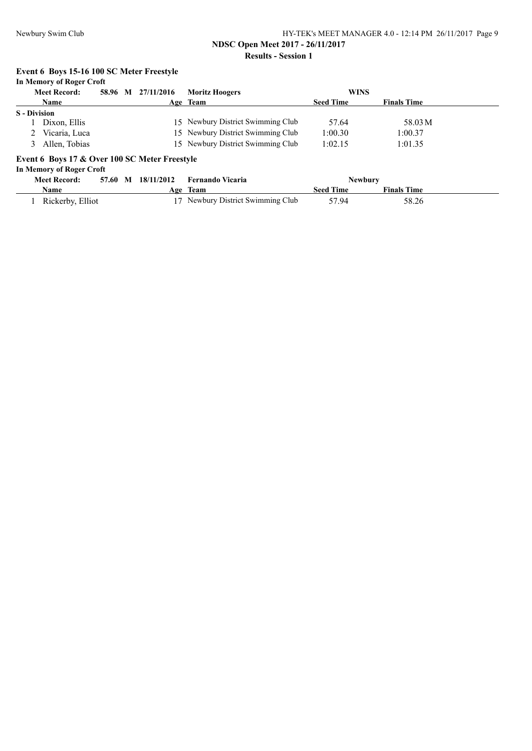**NDSC Open Meet 2017 - 26/11/2017**

**Results - Session 1**

### Event 6 Boys 15-16 100 SC Meter Freestyle

**In Memory of Roger Croft**

| Meet Record: | 58.96 M 27/11/2016 | Moritz Hoogers | WINS | |
|---|---|---|---|---|
| **Name** | **Age** | **Team** | **Seed Time** | **Finals Time** |
| **S - Division** | | | | |
| 1 Dixon, Ellis | 15 | Newbury District Swimming Club | 57.64 | 58.03M |
| 2 Vicaria, Luca | 15 | Newbury District Swimming Club | 1:00.30 | 1:00.37 |
| 3 Allen, Tobias | 15 | Newbury District Swimming Club | 1:02.15 | 1:01.35 |

### Event 6 Boys 17 & Over 100 SC Meter Freestyle

**In Memory of Roger Croft**

| Meet Record: | 57.60 M 18/11/2012 | Fernando Vicaria | Newbury | |
|---|---|---|---|---|
| **Name** | **Age** | **Team** | **Seed Time** | **Finals Time** |
| 1 Rickerby, Elliot | 17 | Newbury District Swimming Club | 57.94 | 58.26 |